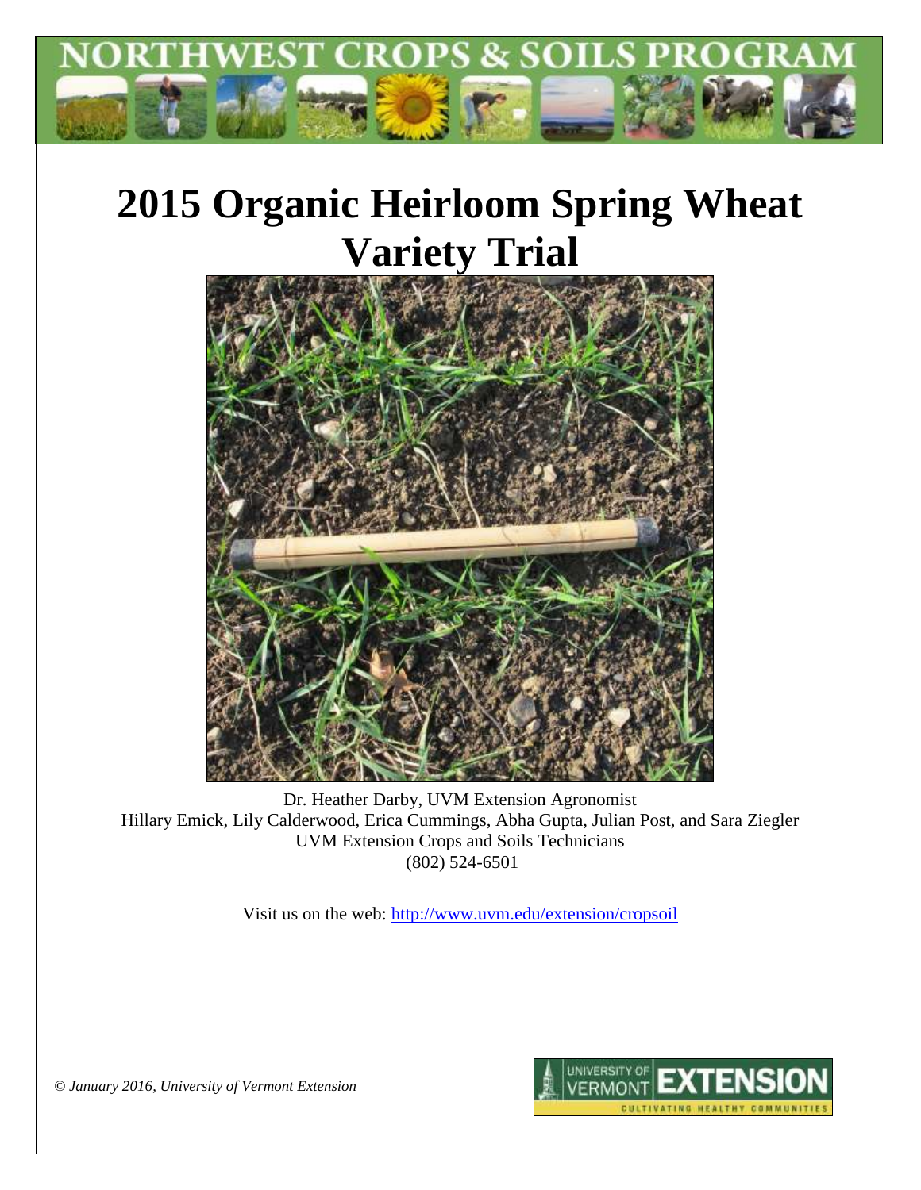NORTHWEST CROPS & SOILS PROGRAM

# 2015 Organic Heirloom Spring Wheat Variety Trial

Dr. Heather Darby, UVM Extension Agronomist

Hillary Emick, Lily Calderwood, Erica Cummings, Abha Gupta, Julian Post, and Sara Ziegler

UVM Extension Crops and Soils Technicians

(802) 524-6501

Visit us on the web: http://www.uvm.edu/extension/cropsoil

*© January 2016, University of Vermont Extension*

UNIVERSITY OF VERMONT EXTENSION
CULTIVATING HEALTHY COMMUNITIES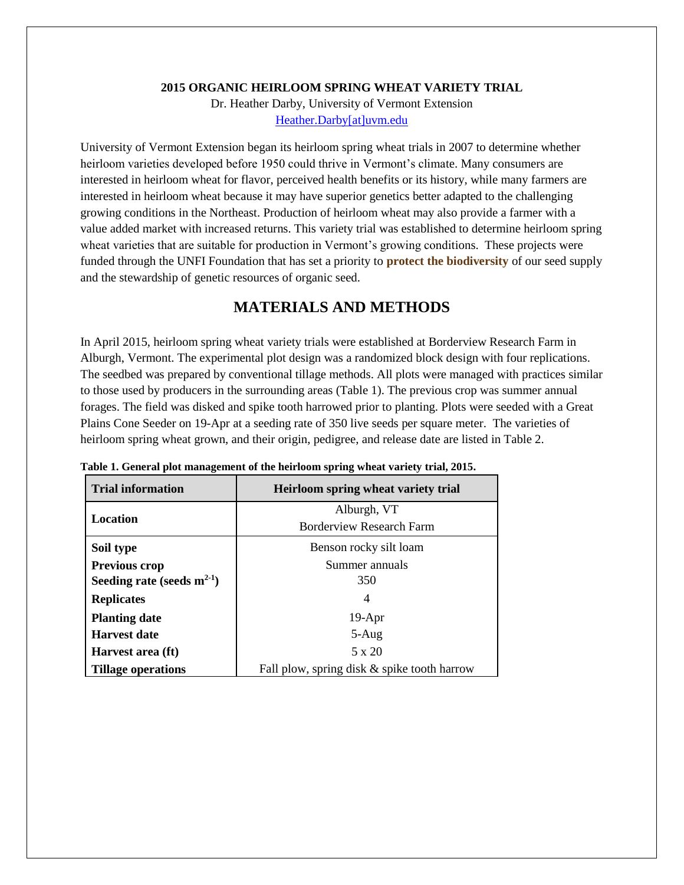**2015 ORGANIC HEIRLOOM SPRING WHEAT VARIETY TRIAL**

Dr. Heather Darby, University of Vermont Extension

Heather.Darby[at]uvm.edu

University of Vermont Extension began its heirloom spring wheat trials in 2007 to determine whether heirloom varieties developed before 1950 could thrive in Vermont's climate. Many consumers are interested in heirloom wheat for flavor, perceived health benefits or its history, while many farmers are interested in heirloom wheat because it may have superior genetics better adapted to the challenging growing conditions in the Northeast. Production of heirloom wheat may also provide a farmer with a value added market with increased returns. This variety trial was established to determine heirloom spring wheat varieties that are suitable for production in Vermont's growing conditions. These projects were funded through the UNFI Foundation that has set a priority to **protect the biodiversity** of our seed supply and the stewardship of genetic resources of organic seed.

## MATERIALS AND METHODS

In April 2015, heirloom spring wheat variety trials were established at Borderview Research Farm in Alburgh, Vermont. The experimental plot design was a randomized block design with four replications. The seedbed was prepared by conventional tillage methods. All plots were managed with practices similar to those used by producers in the surrounding areas (Table 1). The previous crop was summer annual forages. The field was disked and spike tooth harrowed prior to planting. Plots were seeded with a Great Plains Cone Seeder on 19-Apr at a seeding rate of 350 live seeds per square meter. The varieties of heirloom spring wheat grown, and their origin, pedigree, and release date are listed in Table 2.

**Table 1. General plot management of the heirloom spring wheat variety trial, 2015.**

| Trial information | Heirloom spring wheat variety trial |
|---|---|
| Location | Alburgh, VT<br>Borderview Research Farm |
| Soil type | Benson rocky silt loam |
| Previous crop | Summer annuals |
| Seeding rate (seeds $m^{2-1}$) | 350 |
| Replicates | 4 |
| Planting date | 19-Apr |
| Harvest date | 5-Aug |
| Harvest area (ft) | 5 x 20 |
| Tillage operations | Fall plow, spring disk & spike tooth harrow |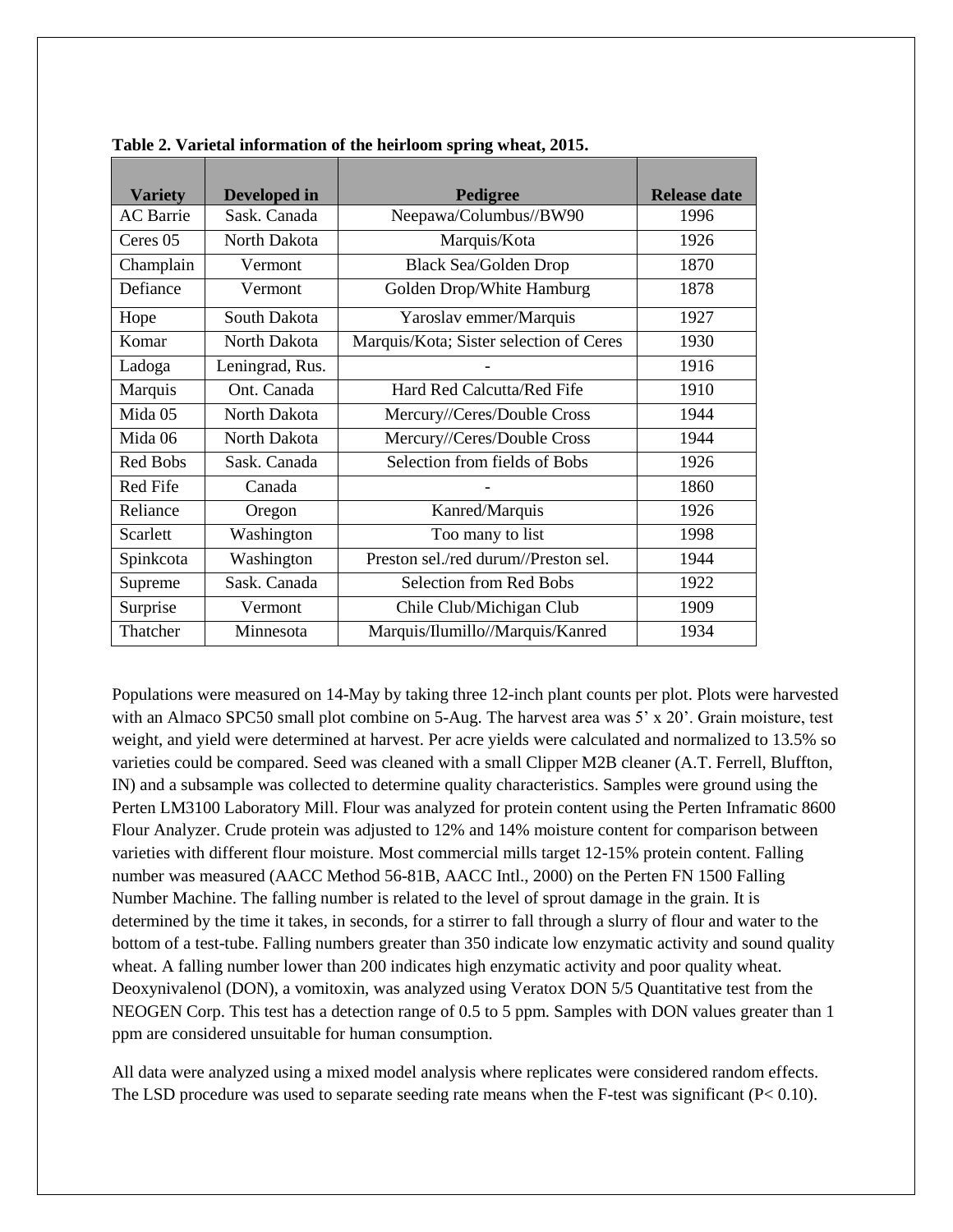**Table 2. Varietal information of the heirloom spring wheat, 2015.**

| Variety | Developed in | Pedigree | Release date |
|---|---|---|---|
| AC Barrie | Sask. Canada | Neepawa/Columbus//BW90 | 1996 |
| Ceres 05 | North Dakota | Marquis/Kota | 1926 |
| Champlain | Vermont | Black Sea/Golden Drop | 1870 |
| Defiance | Vermont | Golden Drop/White Hamburg | 1878 |
| Hope | South Dakota | Yaroslav emmer/Marquis | 1927 |
| Komar | North Dakota | Marquis/Kota; Sister selection of Ceres | 1930 |
| Ladoga | Leningrad, Rus. | - | 1916 |
| Marquis | Ont. Canada | Hard Red Calcutta/Red Fife | 1910 |
| Mida 05 | North Dakota | Mercury//Ceres/Double Cross | 1944 |
| Mida 06 | North Dakota | Mercury//Ceres/Double Cross | 1944 |
| Red Bobs | Sask. Canada | Selection from fields of Bobs | 1926 |
| Red Fife | Canada | - | 1860 |
| Reliance | Oregon | Kanred/Marquis | 1926 |
| Scarlett | Washington | Too many to list | 1998 |
| Spinkcota | Washington | Preston sel./red durum//Preston sel. | 1944 |
| Supreme | Sask. Canada | Selection from Red Bobs | 1922 |
| Surprise | Vermont | Chile Club/Michigan Club | 1909 |
| Thatcher | Minnesota | Marquis/Ilumillo//Marquis/Kanred | 1934 |

Populations were measured on 14-May by taking three 12-inch plant counts per plot. Plots were harvested with an Almaco SPC50 small plot combine on 5-Aug. The harvest area was 5' x 20'. Grain moisture, test weight, and yield were determined at harvest. Per acre yields were calculated and normalized to 13.5% so varieties could be compared. Seed was cleaned with a small Clipper M2B cleaner (A.T. Ferrell, Bluffton, IN) and a subsample was collected to determine quality characteristics. Samples were ground using the Perten LM3100 Laboratory Mill. Flour was analyzed for protein content using the Perten Inframatic 8600 Flour Analyzer. Crude protein was adjusted to 12% and 14% moisture content for comparison between varieties with different flour moisture. Most commercial mills target 12-15% protein content. Falling number was measured (AACC Method 56-81B, AACC Intl., 2000) on the Perten FN 1500 Falling Number Machine. The falling number is related to the level of sprout damage in the grain. It is determined by the time it takes, in seconds, for a stirrer to fall through a slurry of flour and water to the bottom of a test-tube. Falling numbers greater than 350 indicate low enzymatic activity and sound quality wheat. A falling number lower than 200 indicates high enzymatic activity and poor quality wheat. Deoxynivalenol (DON), a vomitoxin, was analyzed using Veratox DON 5/5 Quantitative test from the NEOGEN Corp. This test has a detection range of 0.5 to 5 ppm. Samples with DON values greater than 1 ppm are considered unsuitable for human consumption.

All data were analyzed using a mixed model analysis where replicates were considered random effects. The LSD procedure was used to separate seeding rate means when the F-test was significant ($P < 0.10$).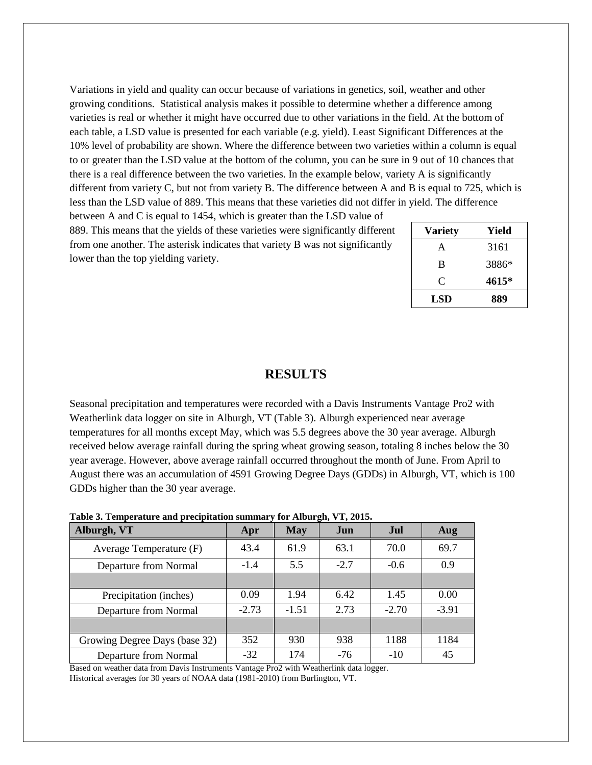Variations in yield and quality can occur because of variations in genetics, soil, weather and other growing conditions. Statistical analysis makes it possible to determine whether a difference among varieties is real or whether it might have occurred due to other variations in the field. At the bottom of each table, a LSD value is presented for each variable (e.g. yield). Least Significant Differences at the 10% level of probability are shown. Where the difference between two varieties within a column is equal to or greater than the LSD value at the bottom of the column, you can be sure in 9 out of 10 chances that there is a real difference between the two varieties. In the example below, variety A is significantly different from variety C, but not from variety B. The difference between A and B is equal to 725, which is less than the LSD value of 889. This means that these varieties did not differ in yield. The difference between A and C is equal to 1454, which is greater than the LSD value of 889. This means that the yields of these varieties were significantly different from one another. The asterisk indicates that variety B was not significantly lower than the top yielding variety.

| Variety | Yield |
|---|---|
| A | 3161 |
| B | 3886* |
| C | **4615*** |
| **LSD** | **889** |

# RESULTS

Seasonal precipitation and temperatures were recorded with a Davis Instruments Vantage Pro2 with Weatherlink data logger on site in Alburgh, VT (Table 3). Alburgh experienced near average temperatures for all months except May, which was 5.5 degrees above the 30 year average. Alburgh received below average rainfall during the spring wheat growing season, totaling 8 inches below the 30 year average. However, above average rainfall occurred throughout the month of June. From April to August there was an accumulation of 4591 Growing Degree Days (GDDs) in Alburgh, VT, which is 100 GDDs higher than the 30 year average.

**Table 3. Temperature and precipitation summary for Alburgh, VT, 2015.**

| Alburgh, VT | Apr | May | Jun | Jul | Aug |
|---|---|---|---|---|---|
| Average Temperature (F) | 43.4 | 61.9 | 63.1 | 70.0 | 69.7 |
| Departure from Normal | -1.4 | 5.5 | -2.7 | -0.6 | 0.9 |
| | | | | | |
| Precipitation (inches) | 0.09 | 1.94 | 6.42 | 1.45 | 0.00 |
| Departure from Normal | -2.73 | -1.51 | 2.73 | -2.70 | -3.91 |
| | | | | | |
| Growing Degree Days (base 32) | 352 | 930 | 938 | 1188 | 1184 |
| Departure from Normal | -32 | 174 | -76 | -10 | 45 |

Based on weather data from Davis Instruments Vantage Pro2 with Weatherlink data logger.
Historical averages for 30 years of NOAA data (1981-2010) from Burlington, VT.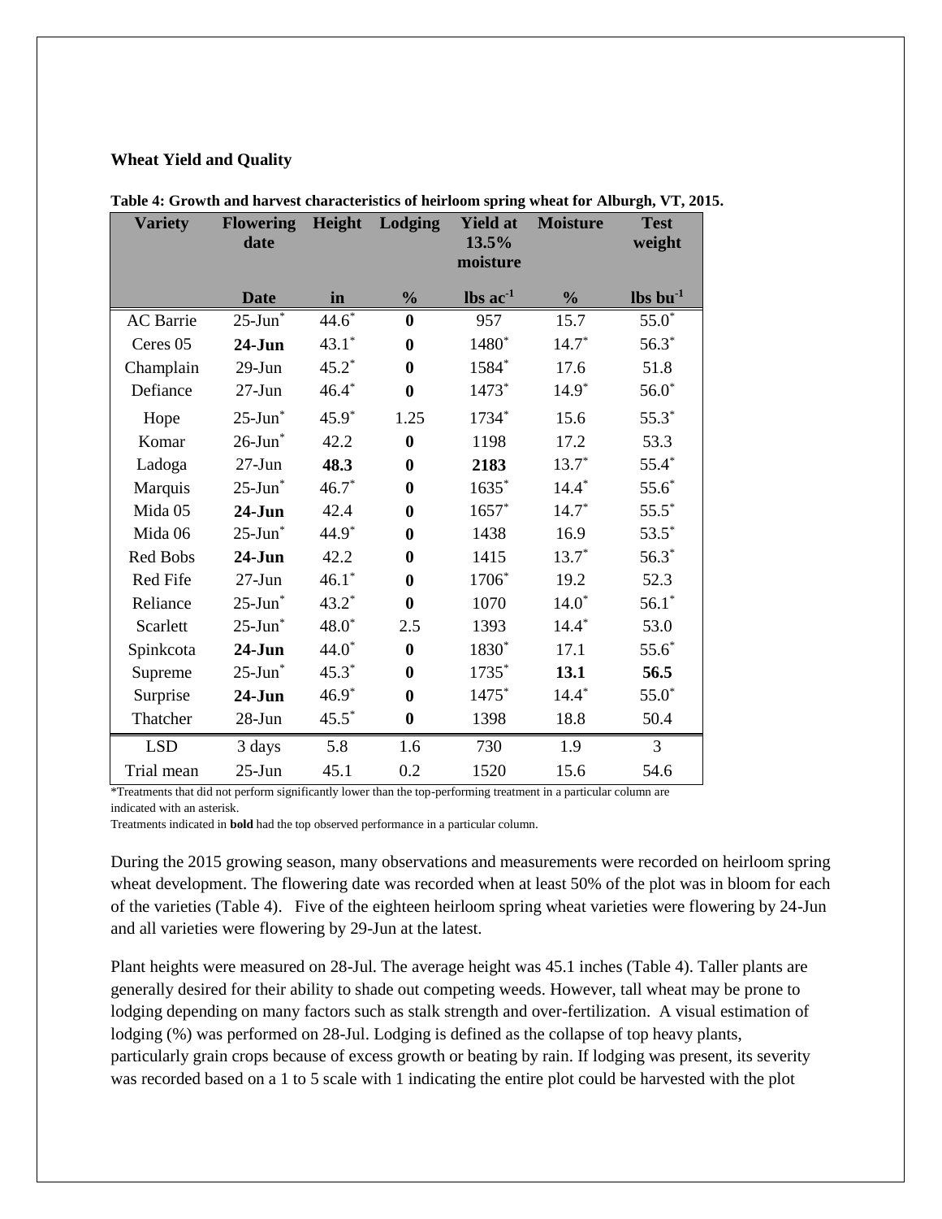### Wheat Yield and Quality

**Table 4: Growth and harvest characteristics of heirloom spring wheat for Alburgh, VT, 2015.**

| Variety | Flowering date | Height | Lodging | Yield at 13.5% moisture | Moisture | Test weight |
|---|---|---|---|---|---|---|
| | Date | in | % | lbs ac$^{-1}$ | % | lbs bu$^{-1}$ |
| AC Barrie | 25-Jun* | 44.6* | **0** | 957 | 15.7 | 55.0* |
| Ceres 05 | **24-Jun** | 43.1* | **0** | 1480* | 14.7* | 56.3* |
| Champlain | 29-Jun | 45.2* | **0** | 1584* | 17.6 | 51.8 |
| Defiance | 27-Jun | 46.4* | **0** | 1473* | 14.9* | 56.0* |
| Hope | 25-Jun* | 45.9* | 1.25 | 1734* | 15.6 | 55.3* |
| Komar | 26-Jun* | 42.2 | **0** | 1198 | 17.2 | 53.3 |
| Ladoga | 27-Jun | **48.3** | **0** | **2183** | 13.7* | 55.4* |
| Marquis | 25-Jun* | 46.7* | **0** | 1635* | 14.4* | 55.6* |
| Mida 05 | **24-Jun** | 42.4 | **0** | 1657* | 14.7* | 55.5* |
| Mida 06 | 25-Jun* | 44.9* | **0** | 1438 | 16.9 | 53.5* |
| Red Bobs | **24-Jun** | 42.2 | **0** | 1415 | 13.7* | 56.3* |
| Red Fife | 27-Jun | 46.1* | **0** | 1706* | 19.2 | 52.3 |
| Reliance | 25-Jun* | 43.2* | **0** | 1070 | 14.0* | 56.1* |
| Scarlett | 25-Jun* | 48.0* | 2.5 | 1393 | 14.4* | 53.0 |
| Spinkcota | **24-Jun** | 44.0* | **0** | 1830* | 17.1 | 55.6* |
| Supreme | 25-Jun* | 45.3* | **0** | 1735* | **13.1** | **56.5** |
| Surprise | **24-Jun** | 46.9* | **0** | 1475* | 14.4* | 55.0* |
| Thatcher | 28-Jun | 45.5* | **0** | 1398 | 18.8 | 50.4 |
| LSD | 3 days | 5.8 | 1.6 | 730 | 1.9 | 3 |
| Trial mean | 25-Jun | 45.1 | 0.2 | 1520 | 15.6 | 54.6 |

*Treatments that did not perform significantly lower than the top-performing treatment in a particular column are indicated with an asterisk.

Treatments indicated in **bold** had the top observed performance in a particular column.

During the 2015 growing season, many observations and measurements were recorded on heirloom spring wheat development. The flowering date was recorded when at least 50% of the plot was in bloom for each of the varieties (Table 4). Five of the eighteen heirloom spring wheat varieties were flowering by 24-Jun and all varieties were flowering by 29-Jun at the latest.

Plant heights were measured on 28-Jul. The average height was 45.1 inches (Table 4). Taller plants are generally desired for their ability to shade out competing weeds. However, tall wheat may be prone to lodging depending on many factors such as stalk strength and over-fertilization. A visual estimation of lodging (%) was performed on 28-Jul. Lodging is defined as the collapse of top heavy plants, particularly grain crops because of excess growth or beating by rain. If lodging was present, its severity was recorded based on a 1 to 5 scale with 1 indicating the entire plot could be harvested with the plot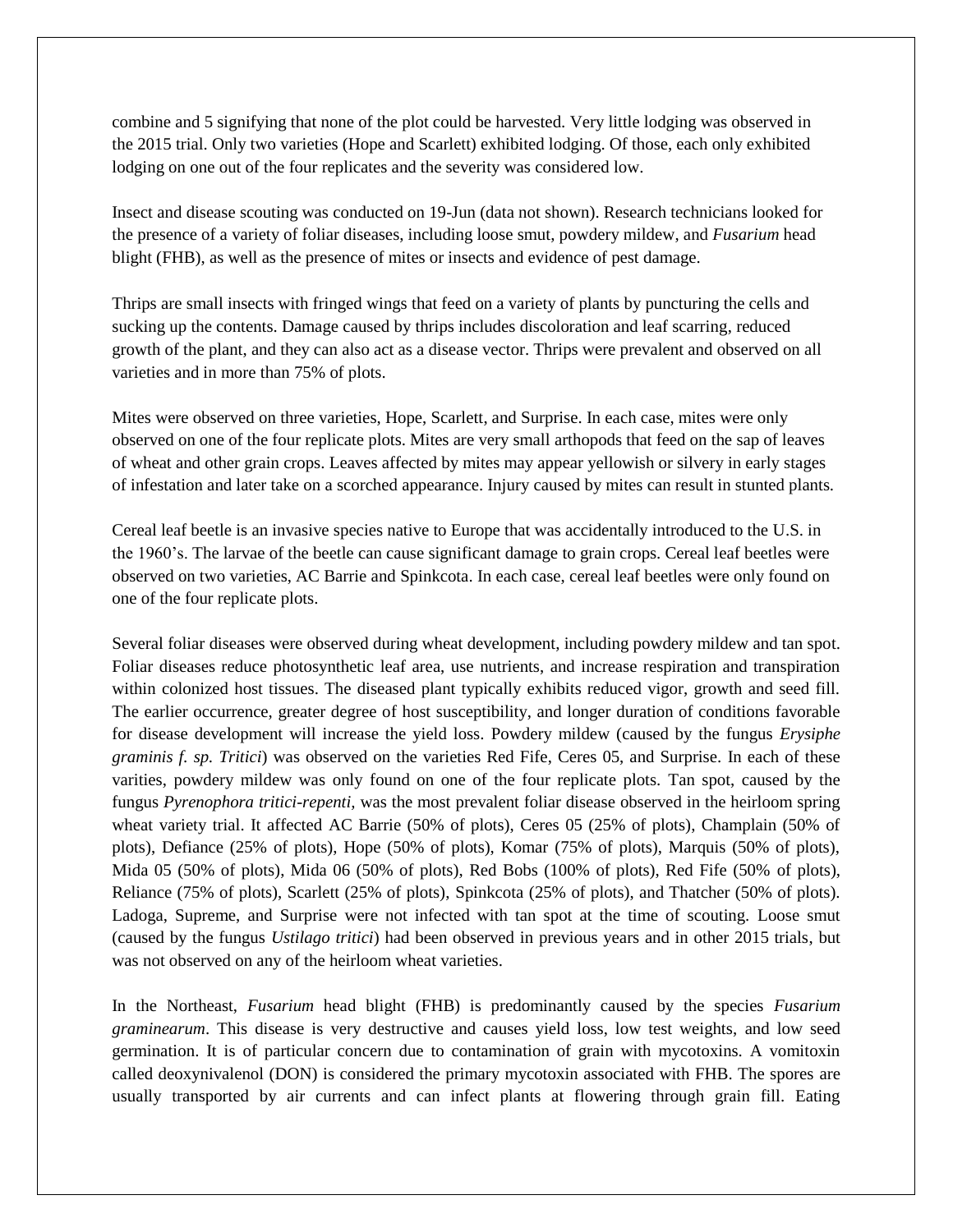combine and 5 signifying that none of the plot could be harvested. Very little lodging was observed in the 2015 trial. Only two varieties (Hope and Scarlett) exhibited lodging. Of those, each only exhibited lodging on one out of the four replicates and the severity was considered low.

Insect and disease scouting was conducted on 19-Jun (data not shown). Research technicians looked for the presence of a variety of foliar diseases, including loose smut, powdery mildew, and *Fusarium* head blight (FHB), as well as the presence of mites or insects and evidence of pest damage.

Thrips are small insects with fringed wings that feed on a variety of plants by puncturing the cells and sucking up the contents. Damage caused by thrips includes discoloration and leaf scarring, reduced growth of the plant, and they can also act as a disease vector. Thrips were prevalent and observed on all varieties and in more than 75% of plots.

Mites were observed on three varieties, Hope, Scarlett, and Surprise. In each case, mites were only observed on one of the four replicate plots. Mites are very small arthopods that feed on the sap of leaves of wheat and other grain crops. Leaves affected by mites may appear yellowish or silvery in early stages of infestation and later take on a scorched appearance. Injury caused by mites can result in stunted plants.

Cereal leaf beetle is an invasive species native to Europe that was accidentally introduced to the U.S. in the 1960's. The larvae of the beetle can cause significant damage to grain crops. Cereal leaf beetles were observed on two varieties, AC Barrie and Spinkcota. In each case, cereal leaf beetles were only found on one of the four replicate plots.

Several foliar diseases were observed during wheat development, including powdery mildew and tan spot. Foliar diseases reduce photosynthetic leaf area, use nutrients, and increase respiration and transpiration within colonized host tissues. The diseased plant typically exhibits reduced vigor, growth and seed fill. The earlier occurrence, greater degree of host susceptibility, and longer duration of conditions favorable for disease development will increase the yield loss. Powdery mildew (caused by the fungus *Erysiphe graminis f. sp. Tritici*) was observed on the varieties Red Fife, Ceres 05, and Surprise. In each of these varities, powdery mildew was only found on one of the four replicate plots. Tan spot, caused by the fungus *Pyrenophora tritici-repenti*, was the most prevalent foliar disease observed in the heirloom spring wheat variety trial. It affected AC Barrie (50% of plots), Ceres 05 (25% of plots), Champlain (50% of plots), Defiance (25% of plots), Hope (50% of plots), Komar (75% of plots), Marquis (50% of plots), Mida 05 (50% of plots), Mida 06 (50% of plots), Red Bobs (100% of plots), Red Fife (50% of plots), Reliance (75% of plots), Scarlett (25% of plots), Spinkcota (25% of plots), and Thatcher (50% of plots). Ladoga, Supreme, and Surprise were not infected with tan spot at the time of scouting. Loose smut (caused by the fungus *Ustilago tritici*) had been observed in previous years and in other 2015 trials, but was not observed on any of the heirloom wheat varieties.

In the Northeast, *Fusarium* head blight (FHB) is predominantly caused by the species *Fusarium graminearum*. This disease is very destructive and causes yield loss, low test weights, and low seed germination. It is of particular concern due to contamination of grain with mycotoxins. A vomitoxin called deoxynivalenol (DON) is considered the primary mycotoxin associated with FHB. The spores are usually transported by air currents and can infect plants at flowering through grain fill. Eating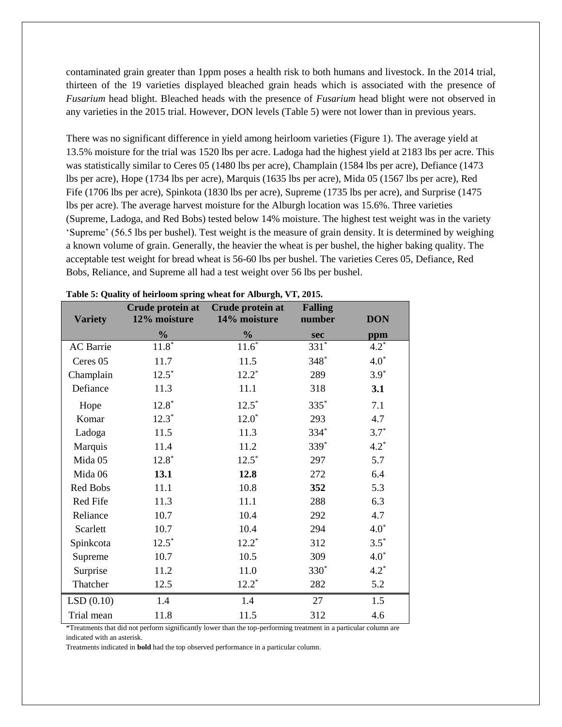contaminated grain greater than 1ppm poses a health risk to both humans and livestock. In the 2014 trial, thirteen of the 19 varieties displayed bleached grain heads which is associated with the presence of *Fusarium* head blight. Bleached heads with the presence of *Fusarium* head blight were not observed in any varieties in the 2015 trial. However, DON levels (Table 5) were not lower than in previous years.

There was no significant difference in yield among heirloom varieties (Figure 1). The average yield at 13.5% moisture for the trial was 1520 lbs per acre. Ladoga had the highest yield at 2183 lbs per acre. This was statistically similar to Ceres 05 (1480 lbs per acre), Champlain (1584 lbs per acre), Defiance (1473 lbs per acre), Hope (1734 lbs per acre), Marquis (1635 lbs per acre), Mida 05 (1567 lbs per acre), Red Fife (1706 lbs per acre), Spinkota (1830 lbs per acre), Supreme (1735 lbs per acre), and Surprise (1475 lbs per acre). The average harvest moisture for the Alburgh location was 15.6%. Three varieties (Supreme, Ladoga, and Red Bobs) tested below 14% moisture. The highest test weight was in the variety 'Supreme' (56.5 lbs per bushel). Test weight is the measure of grain density. It is determined by weighing a known volume of grain. Generally, the heavier the wheat is per bushel, the higher baking quality. The acceptable test weight for bread wheat is 56-60 lbs per bushel. The varieties Ceres 05, Defiance, Red Bobs, Reliance, and Supreme all had a test weight over 56 lbs per bushel.

**Table 5: Quality of heirloom spring wheat for Alburgh, VT, 2015.**

| Variety | Crude protein at 12% moisture | Crude protein at 14% moisture | Falling number | DON |
|---|---|---|---|---|
| | % | % | sec | ppm |
| AC Barrie | 11.8* | 11.6* | 331* | 4.2* |
| Ceres 05 | 11.7 | 11.5 | 348* | 4.0* |
| Champlain | 12.5* | 12.2* | 289 | 3.9* |
| Defiance | 11.3 | 11.1 | 318 | **3.1** |
| Hope | 12.8* | 12.5* | 335* | 7.1 |
| Komar | 12.3* | 12.0* | 293 | 4.7 |
| Ladoga | 11.5 | 11.3 | 334* | 3.7* |
| Marquis | 11.4 | 11.2 | 339* | 4.2* |
| Mida 05 | 12.8* | 12.5* | 297 | 5.7 |
| Mida 06 | **13.1** | **12.8** | 272 | 6.4 |
| Red Bobs | 11.1 | 10.8 | **352** | 5.3 |
| Red Fife | 11.3 | 11.1 | 288 | 6.3 |
| Reliance | 10.7 | 10.4 | 292 | 4.7 |
| Scarlett | 10.7 | 10.4 | 294 | 4.0* |
| Spinkcota | 12.5* | 12.2* | 312 | 3.5* |
| Supreme | 10.7 | 10.5 | 309 | 4.0* |
| Surprise | 11.2 | 11.0 | 330* | 4.2* |
| Thatcher | 12.5 | 12.2* | 282 | 5.2 |
| LSD (0.10) | 1.4 | 1.4 | 27 | 1.5 |
| Trial mean | 11.8 | 11.5 | 312 | 4.6 |

*Treatments that did not perform significantly lower than the top-performing treatment in a particular column are indicated with an asterisk.

Treatments indicated in **bold** had the top observed performance in a particular column.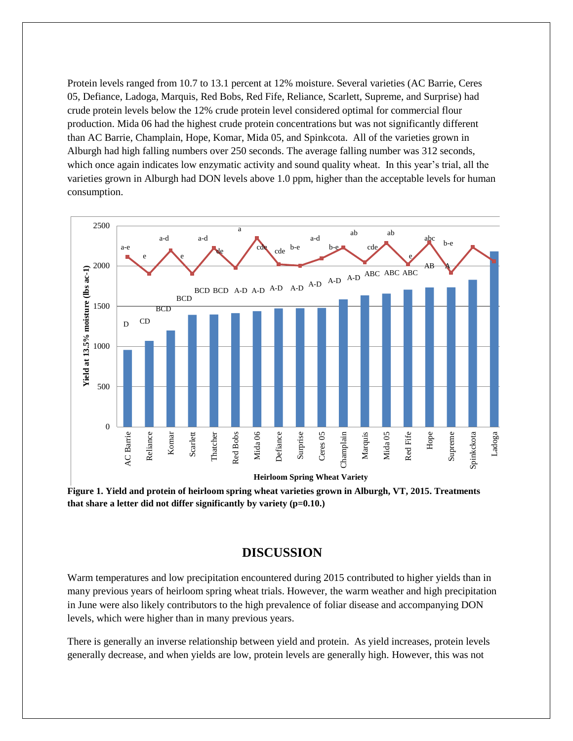Protein levels ranged from 10.7 to 13.1 percent at 12% moisture. Several varieties (AC Barrie, Ceres 05, Defiance, Ladoga, Marquis, Red Bobs, Red Fife, Reliance, Scarlett, Supreme, and Surprise) had crude protein levels below the 12% crude protein level considered optimal for commercial flour production. Mida 06 had the highest crude protein concentrations but was not significantly different than AC Barrie, Champlain, Hope, Komar, Mida 05, and Spinkcota. All of the varieties grown in Alburgh had high falling numbers over 250 seconds. The average falling number was 312 seconds, which once again indicates low enzymatic activity and sound quality wheat. In this year's trial, all the varieties grown in Alburgh had DON levels above 1.0 ppm, higher than the acceptable levels for human consumption.

**Figure 1. Yield and protein of heirloom spring wheat varieties grown in Alburgh, VT, 2015. Treatments that share a letter did not differ significantly by variety (p=0.10.)**

## DISCUSSION

Warm temperatures and low precipitation encountered during 2015 contributed to higher yields than in many previous years of heirloom spring wheat trials. However, the warm weather and high precipitation in June were also likely contributors to the high prevalence of foliar disease and accompanying DON levels, which were higher than in many previous years.

There is generally an inverse relationship between yield and protein. As yield increases, protein levels generally decrease, and when yields are low, protein levels are generally high. However, this was not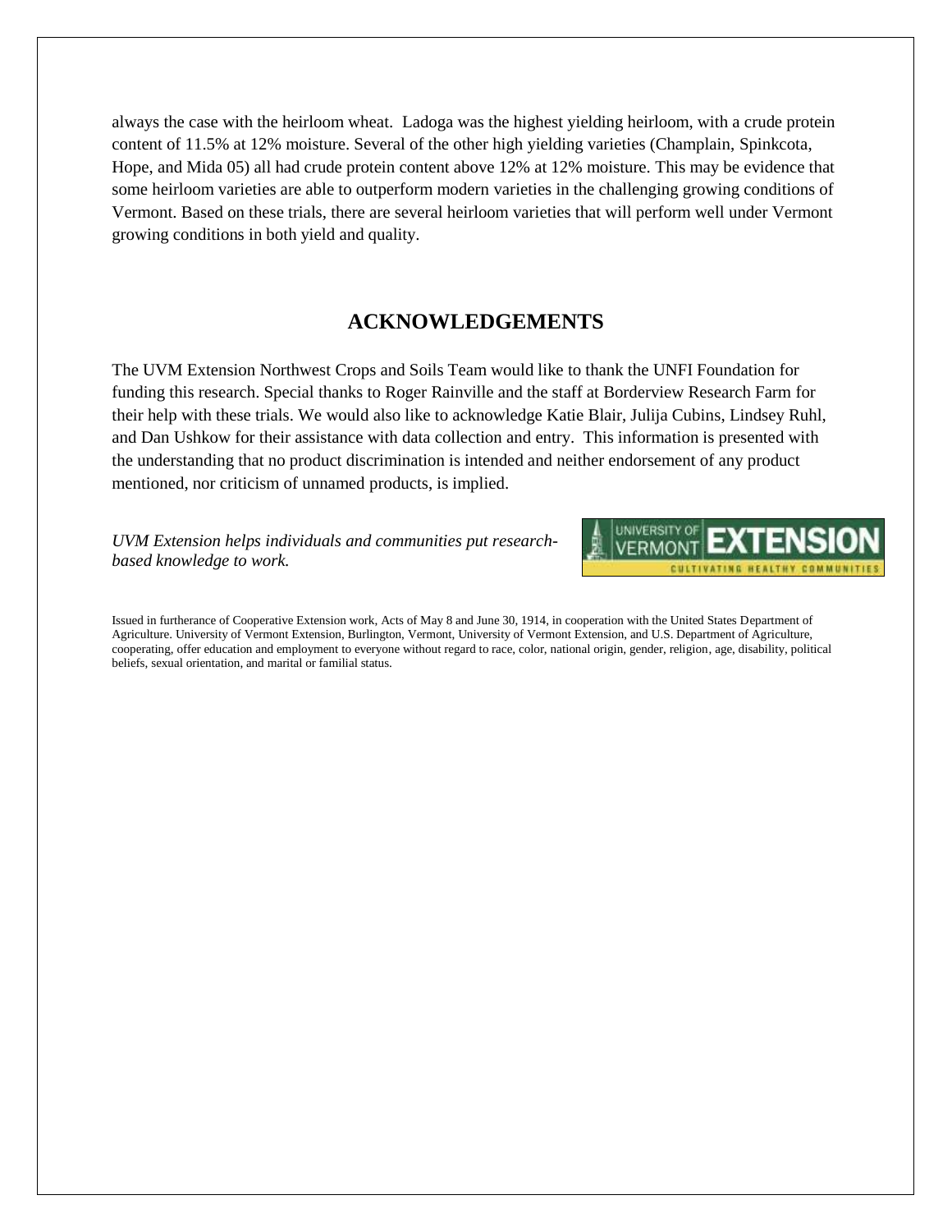always the case with the heirloom wheat. Ladoga was the highest yielding heirloom, with a crude protein content of 11.5% at 12% moisture. Several of the other high yielding varieties (Champlain, Spinkcota, Hope, and Mida 05) all had crude protein content above 12% at 12% moisture. This may be evidence that some heirloom varieties are able to outperform modern varieties in the challenging growing conditions of Vermont. Based on these trials, there are several heirloom varieties that will perform well under Vermont growing conditions in both yield and quality.

## ACKNOWLEDGEMENTS

The UVM Extension Northwest Crops and Soils Team would like to thank the UNFI Foundation for funding this research. Special thanks to Roger Rainville and the staff at Borderview Research Farm for their help with these trials. We would also like to acknowledge Katie Blair, Julija Cubins, Lindsey Ruhl, and Dan Ushkow for their assistance with data collection and entry. This information is presented with the understanding that no product discrimination is intended and neither endorsement of any product mentioned, nor criticism of unnamed products, is implied.

*UVM Extension helps individuals and communities put research-based knowledge to work.*

UNIVERSITY OF VERMONT EXTENSION
CULTIVATING HEALTHY COMMUNITIES

Issued in furtherance of Cooperative Extension work, Acts of May 8 and June 30, 1914, in cooperation with the United States Department of Agriculture. University of Vermont Extension, Burlington, Vermont, University of Vermont Extension, and U.S. Department of Agriculture, cooperating, offer education and employment to everyone without regard to race, color, national origin, gender, religion, age, disability, political beliefs, sexual orientation, and marital or familial status.